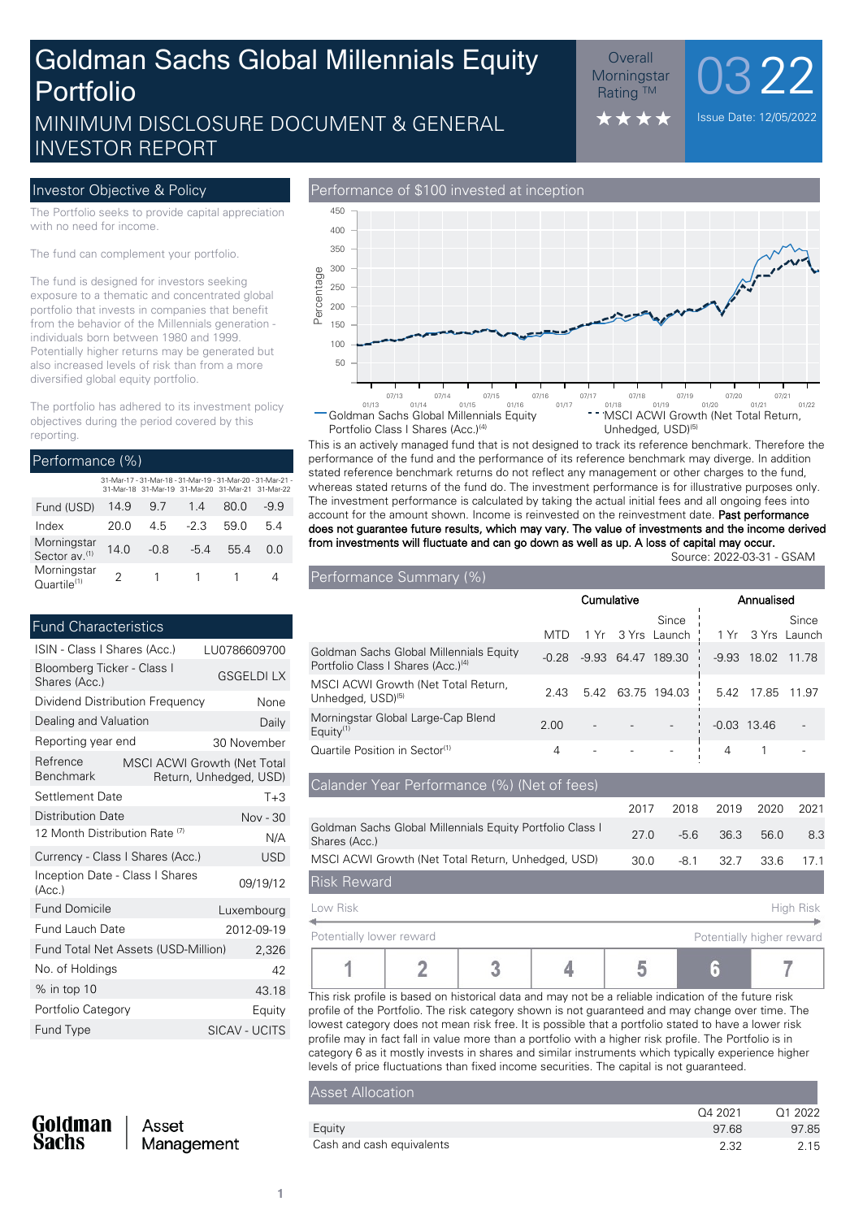# Goldman Sachs Global Millennials Equity Portfolio

## MINIMUM DISCLOSURE DOCUMENT & GENERAL INVESTOR REPORT

Overall Morningstar Rating ™ ★★★★

03 22

Issue Date: 12/05/2022

## Investor Objective & Policy

The Portfolio seeks to provide capital appreciation with no need for income.

The fund can complement your portfolio.

The fund is designed for investors seeking exposure to a thematic and concentrated global portfolio that invests in companies that benefit from the behavior of the Millennials generation - individuals born between 1980 and 1999. Potentially higher returns may be generated but also increased levels of risk than from a more diversified global equity portfolio.

The portfolio has adhered to its investment policy objectives during the period covered by this reporting.

## Performance (%)

| | 31-Mar-17 - 31-Mar-18 | 31-Mar-18 - 31-Mar-19 | 31-Mar-19 - 31-Mar-20 | 31-Mar-20 - 31-Mar-21 | 31-Mar-21 - 31-Mar-22 |
|---|---|---|---|---|---|
| Fund (USD) | 14.9 | 9.7 | 1.4 | 80.0 | -9.9 |
| Index | 20.0 | 4.5 | -2.3 | 59.0 | 5.4 |
| Morningstar Sector av.[1] | 14.0 | -0.8 | -5.4 | 55.4 | 0.0 |
| Morningstar Quartile[1] | 2 | 1 | 1 | 1 | 4 |

## Fund Characteristics

| | |
|---|---|
| ISIN - Class I Shares (Acc.) | LU0786609700 |
| Bloomberg Ticker - Class I Shares (Acc.) | GSGELDI LX |
| Dividend Distribution Frequency | None |
| Dealing and Valuation | Daily |
| Reporting year end | 30 November |
| Refrence Benchmark | MSCI ACWI Growth (Net Total Return, Unhedged, USD) |
| Settlement Date | T+3 |
| Distribution Date | Nov - 30 |
| 12 Month Distribution Rate [7] | N/A |
| Currency - Class I Shares (Acc.) | USD |
| Inception Date - Class I Shares (Acc.) | 09/19/12 |
| Fund Domicile | Luxembourg |
| Fund Lauch Date | 2012-09-19 |
| Fund Total Net Assets (USD-Million) | 2,326 |
| No. of Holdings | 42 |
| % in top 10 | 43.18 |
| Portfolio Category | Equity |
| Fund Type | SICAV - UCITS |

Goldman Sachs | Asset Management

## Performance of $100 invested at inception

— Goldman Sachs Global Millennials Equity Portfolio Class I Shares (Acc.)[4]
- - MSCI ACWI Growth (Net Total Return, Unhedged, USD)[5]

This is an actively managed fund that is not designed to track its reference benchmark. Therefore the performance of the fund and the performance of its reference benchmark may diverge. In addition stated reference benchmark returns do not reflect any management or other charges to the fund, whereas stated returns of the fund do. The investment performance is for illustrative purposes only. The investment performance is calculated by taking the actual initial fees and all ongoing fees into account for the amount shown. Income is reinvested on the reinvestment date. **Past performance does not guarantee future results, which may vary. The value of investments and the income derived from investments will fluctuate and can go down as well as up. A loss of capital may occur.**

Source: 2022-03-31 - GSAM

## Performance Summary (%)

| | Cumulative | | | | Annualised | | |
|---|---|---|---|---|---|---|---|
| | MTD | 1 Yr | 3 Yrs | Since Launch | 1 Yr | 3 Yrs | Since Launch |
| Goldman Sachs Global Millennials Equity Portfolio Class I Shares (Acc.)[4] | -0.28 | -9.93 | 64.47 | 189.30 | -9.93 | 18.02 | 11.78 |
| MSCI ACWI Growth (Net Total Return, Unhedged, USD)[5] | 2.43 | 5.42 | 63.75 | 194.03 | 5.42 | 17.85 | 11.97 |
| Morningstar Global Large-Cap Blend Equity[1] | 2.00 | - | - | - | -0.03 | 13.46 | - |
| Quartile Position in Sector[1] | 4 | - | - | - | 4 | 1 | - |

## Calander Year Performance (%) (Net of fees)

| | 2017 | 2018 | 2019 | 2020 | 2021 |
|---|---|---|---|---|---|
| Goldman Sachs Global Millennials Equity Portfolio Class I Shares (Acc.) | 27.0 | -5.6 | 36.3 | 56.0 | 8.3 |
| MSCI ACWI Growth (Net Total Return, Unhedged, USD) | 30.0 | -8.1 | 32.7 | 33.6 | 17.1 |

## Risk Reward

Low Risk — High Risk

Potentially lower reward — Potentially higher reward

| 1 | 2 | 3 | 4 | 5 | **6** | 7 |
|---|---|---|---|---|---|---|

This risk profile is based on historical data and may not be a reliable indication of the future risk profile of the Portfolio. The risk category shown is not guaranteed and may change over time. The lowest category does not mean risk free. It is possible that a portfolio stated to have a lower risk profile may in fact fall in value more than a portfolio with a higher risk profile. The Portfolio is in category 6 as it mostly invests in shares and similar instruments which typically experience higher levels of price fluctuations than fixed income securities. The capital is not guaranteed.

## Asset Allocation

| | Q4 2021 | Q1 2022 |
|---|---|---|
| Equity | 97.68 | 97.85 |
| Cash and cash equivalents | 2.32 | 2.15 |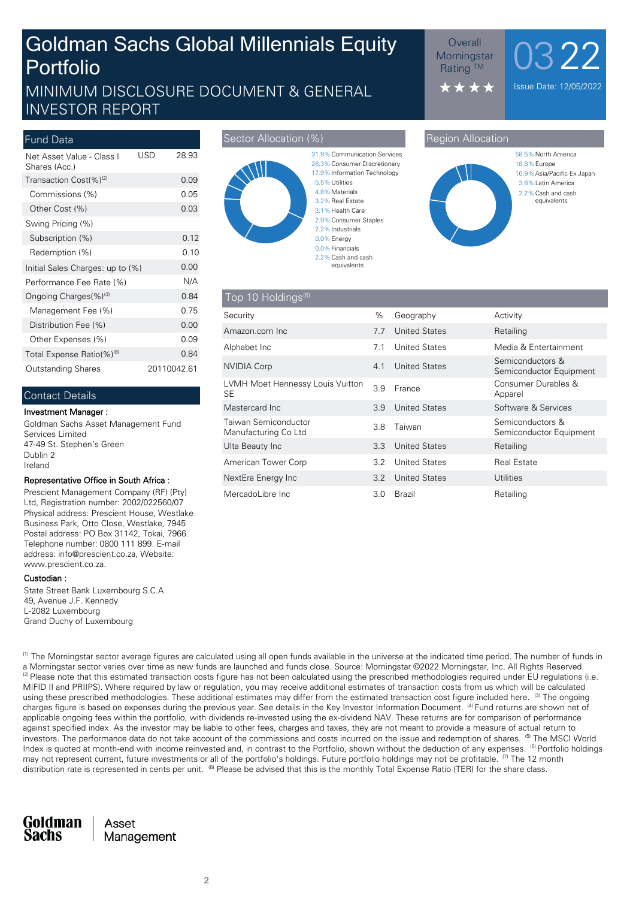# Goldman Sachs Global Millennials Equity Portfolio

## MINIMUM DISCLOSURE DOCUMENT & GENERAL INVESTOR REPORT

Overall Morningstar Rating ™ ★★★★

03 22

Issue Date: 12/05/2022

## Fund Data

| | | |
|---|---|---|
| Net Asset Value - Class I Shares (Acc.) | USD | 28.93 |
| Transaction Cost(%)[2] | | 0.09 |
| Commissions (%) | | 0.05 |
| Other Cost (%) | | 0.03 |
| Swing Pricing (%) | | |
| Subscription (%) | | 0.12 |
| Redemption (%) | | 0.10 |
| Initial Sales Charges: up to (%) | | 0.00 |
| Performance Fee Rate (%) | | N/A |
| Ongoing Charges(%)[3] | | 0.84 |
| Management Fee (%) | | 0.75 |
| Distribution Fee (%) | | 0.00 |
| Other Expenses (%) | | 0.09 |
| Total Expense Ratio(%)[8] | | 0.84 |
| Outstanding Shares | | 20110042.61 |

## Contact Details

**Investment Manager :**

Goldman Sachs Asset Management Fund Services Limited
47-49 St. Stephen's Green
Dublin 2
Ireland

**Representative Office in South Africa :**

Prescient Management Company (RF) (Pty) Ltd, Registration number: 2002/022560/07 Physical address: Prescient House, Westlake Business Park, Otto Close, Westlake, 7945 Postal address: PO Box 31142, Tokai, 7966. Telephone number: 0800 111 899. E-mail address: info@prescient.co.za, Website: www.prescient.co.za.

**Custodian :**

State Street Bank Luxembourg S.C.A
49, Avenue J.F. Kennedy
L-2082 Luxembourg
Grand Duchy of Luxembourg

## Sector Allocation (%)

- 31.9% Communication Services
- 26.3% Consumer Discretionary
- 17.9% Information Technology
- 5.5% Utilities
- 4.8% Materials
- 3.2% Real Estate
- 3.1% Health Care
- 2.9% Consumer Staples
- 2.2% Industrials
- 0.0% Energy
- 0.0% Financials
- 2.2% Cash and cash equivalents

## Region Allocation

- 58.5% North America
- 18.8% Europe
- 16.9% Asia/Pacific Ex Japan
- 3.8% Latin America
- 2.2% Cash and cash equivalents

## Top 10 Holdings[6]

| Security | % | Geography | Activity |
|---|---|---|---|
| Amazon.com Inc | 7.7 | United States | Retailing |
| Alphabet Inc | 7.1 | United States | Media & Entertainment |
| NVIDIA Corp | 4.1 | United States | Semiconductors & Semiconductor Equipment |
| LVMH Moet Hennessy Louis Vuitton SE | 3.9 | France | Consumer Durables & Apparel |
| Mastercard Inc | 3.9 | United States | Software & Services |
| Taiwan Semiconductor Manufacturing Co Ltd | 3.8 | Taiwan | Semiconductors & Semiconductor Equipment |
| Ulta Beauty Inc | 3.3 | United States | Retailing |
| American Tower Corp | 3.2 | United States | Real Estate |
| NextEra Energy Inc | 3.2 | United States | Utilities |
| MercadoLibre Inc | 3.0 | Brazil | Retailing |

[1] The Morningstar sector average figures are calculated using all open funds available in the universe at the indicated time period. The number of funds in a Morningstar sector varies over time as new funds are launched and funds close. Source: Morningstar ©2022 Morningstar, Inc. All Rights Reserved. [2] Please note that this estimated transaction costs figure has not been calculated using the prescribed methodologies required under EU regulations (i.e. MIFID II and PRIIPS). Where required by law or regulation, you may receive additional estimates of transaction costs from us which will be calculated using these prescribed methodologies. These additional estimates may differ from the estimated transaction cost figure included here. [3] The ongoing charges figure is based on expenses during the previous year. See details in the Key Investor Information Document. [4] Fund returns are shown net of applicable ongoing fees within the portfolio, with dividends re-invested using the ex-dividend NAV. These returns are for comparison of performance against specified index. As the investor may be liable to other fees, charges and taxes, they are not meant to provide a measure of actual return to investors. The performance data do not take account of the commissions and costs incurred on the issue and redemption of shares. [5] The MSCI World Index is quoted at month-end with income reinvested and, in contrast to the Portfolio, shown without the deduction of any expenses. [6] Portfolio holdings may not represent current, future investments or all of the portfolio's holdings. Future portfolio holdings may not be profitable. [7] The 12 month distribution rate is represented in cents per unit. [8] Please be advised that this is the monthly Total Expense Ratio (TER) for the share class.

Goldman Sachs | Asset Management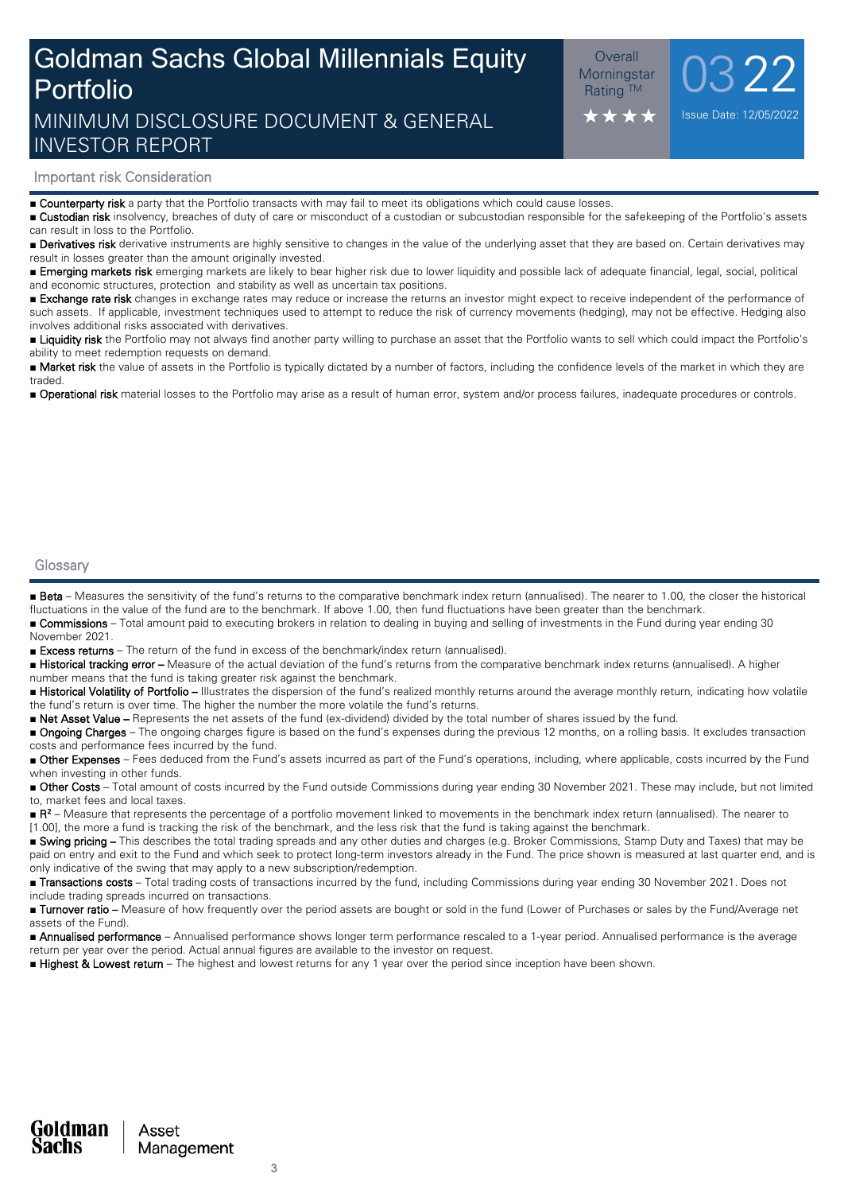# Goldman Sachs Global Millennials Equity Portfolio

MINIMUM DISCLOSURE DOCUMENT & GENERAL INVESTOR REPORT

Overall Morningstar Rating ™ ★★★★

03 22

Issue Date: 12/05/2022

## Important risk Consideration

- **Counterparty risk** a party that the Portfolio transacts with may fail to meet its obligations which could cause losses.
- **Custodian risk** insolvency, breaches of duty of care or misconduct of a custodian or subcustodian responsible for the safekeeping of the Portfolio's assets can result in loss to the Portfolio.
- **Derivatives risk** derivative instruments are highly sensitive to changes in the value of the underlying asset that they are based on. Certain derivatives may result in losses greater than the amount originally invested.
- **Emerging markets risk** emerging markets are likely to bear higher risk due to lower liquidity and possible lack of adequate financial, legal, social, political and economic structures, protection and stability as well as uncertain tax positions.
- **Exchange rate risk** changes in exchange rates may reduce or increase the returns an investor might expect to receive independent of the performance of such assets. If applicable, investment techniques used to attempt to reduce the risk of currency movements (hedging), may not be effective. Hedging also involves additional risks associated with derivatives.
- **Liquidity risk** the Portfolio may not always find another party willing to purchase an asset that the Portfolio wants to sell which could impact the Portfolio's ability to meet redemption requests on demand.
- **Market risk** the value of assets in the Portfolio is typically dictated by a number of factors, including the confidence levels of the market in which they are traded.
- **Operational risk** material losses to the Portfolio may arise as a result of human error, system and/or process failures, inadequate procedures or controls.

## Glossary

- **Beta** – Measures the sensitivity of the fund's returns to the comparative benchmark index return (annualised). The nearer to 1.00, the closer the historical fluctuations in the value of the fund are to the benchmark. If above 1.00, then fund fluctuations have been greater than the benchmark.
- **Commissions** – Total amount paid to executing brokers in relation to dealing in buying and selling of investments in the Fund during year ending 30 November 2021.
- **Excess returns** – The return of the fund in excess of the benchmark/index return (annualised).
- **Historical tracking error –** Measure of the actual deviation of the fund's returns from the comparative benchmark index returns (annualised). A higher number means that the fund is taking greater risk against the benchmark.
- **Historical Volatility of Portfolio –** Illustrates the dispersion of the fund's realized monthly returns around the average monthly return, indicating how volatile the fund's return is over time. The higher the number the more volatile the fund's returns.
- **Net Asset Value –** Represents the net assets of the fund (ex-dividend) divided by the total number of shares issued by the fund.
- **Ongoing Charges** – The ongoing charges figure is based on the fund's expenses during the previous 12 months, on a rolling basis. It excludes transaction costs and performance fees incurred by the fund.
- **Other Expenses** – Fees deducted from the Fund's assets incurred as part of the Fund's operations, including, where applicable, costs incurred by the Fund when investing in other funds.
- **Other Costs** – Total amount of costs incurred by the Fund outside Commissions during year ending 30 November 2021. These may include, but not limited to, market fees and local taxes.
- **$R^2$** – Measure that represents the percentage of a portfolio movement linked to movements in the benchmark index return (annualised). The nearer to [1.00], the more a fund is tracking the risk of the benchmark, and the less risk that the fund is taking against the benchmark.
- **Swing pricing –** This describes the total trading spreads and any other duties and charges (e.g. Broker Commissions, Stamp Duty and Taxes) that may be paid on entry and exit to the Fund and which seek to protect long-term investors already in the Fund. The price shown is measured at last quarter end, and is only indicative of the swing that may apply to a new subscription/redemption.
- **Transactions costs** – Total trading costs of transactions incurred by the fund, including Commissions during year ending 30 November 2021. Does not include trading spreads incurred on transactions.
- **Turnover ratio –** Measure of how frequently over the period assets are bought or sold in the fund (Lower of Purchases or sales by the Fund/Average net assets of the Fund).
- **Annualised performance** – Annualised performance shows longer term performance rescaled to a 1-year period. Annualised performance is the average return per year over the period. Actual annual figures are available to the investor on request.
- **Highest & Lowest return** – The highest and lowest returns for any 1 year over the period since inception have been shown.

Goldman Sachs | Asset Management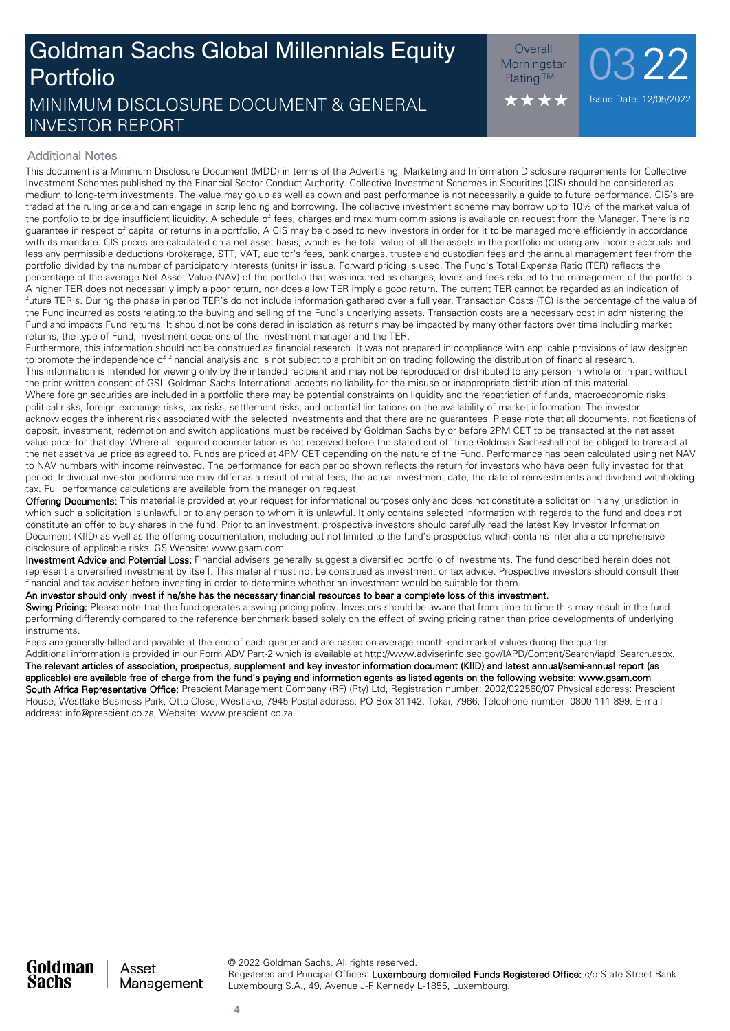# Goldman Sachs Global Millennials Equity Portfolio

## MINIMUM DISCLOSURE DOCUMENT & GENERAL INVESTOR REPORT

Overall Morningstar Rating ™ ★★★★

03 22

Issue Date: 12/05/2022

### Additional Notes

This document is a Minimum Disclosure Document (MDD) in terms of the Advertising, Marketing and Information Disclosure requirements for Collective Investment Schemes published by the Financial Sector Conduct Authority. Collective Investment Schemes in Securities (CIS) should be considered as medium to long-term investments. The value may go up as well as down and past performance is not necessarily a guide to future performance. CIS's are traded at the ruling price and can engage in scrip lending and borrowing. The collective investment scheme may borrow up to 10% of the market value of the portfolio to bridge insufficient liquidity. A schedule of fees, charges and maximum commissions is available on request from the Manager. There is no guarantee in respect of capital or returns in a portfolio. A CIS may be closed to new investors in order for it to be managed more efficiently in accordance with its mandate. CIS prices are calculated on a net asset basis, which is the total value of all the assets in the portfolio including any income accruals and less any permissible deductions (brokerage, STT, VAT, auditor's fees, bank charges, trustee and custodian fees and the annual management fee) from the portfolio divided by the number of participatory interests (units) in issue. Forward pricing is used. The Fund's Total Expense Ratio (TER) reflects the percentage of the average Net Asset Value (NAV) of the portfolio that was incurred as charges, levies and fees related to the management of the portfolio. A higher TER does not necessarily imply a poor return, nor does a low TER imply a good return. The current TER cannot be regarded as an indication of future TER's. During the phase in period TER's do not include information gathered over a full year. Transaction Costs (TC) is the percentage of the value of the Fund incurred as costs relating to the buying and selling of the Fund's underlying assets. Transaction costs are a necessary cost in administering the Fund and impacts Fund returns. It should not be considered in isolation as returns may be impacted by many other factors over time including market returns, the type of Fund, investment decisions of the investment manager and the TER.
Furthermore, this information should not be construed as financial research. It was not prepared in compliance with applicable provisions of law designed to promote the independence of financial analysis and is not subject to a prohibition on trading following the distribution of financial research.
This information is intended for viewing only by the intended recipient and may not be reproduced or distributed to any person in whole or in part without the prior written consent of GSI. Goldman Sachs International accepts no liability for the misuse or inappropriate distribution of this material.
Where foreign securities are included in a portfolio there may be potential constraints on liquidity and the repatriation of funds, macroeconomic risks, political risks, foreign exchange risks, tax risks, settlement risks; and potential limitations on the availability of market information. The investor acknowledges the inherent risk associated with the selected investments and that there are no guarantees. Please note that all documents, notifications of deposit, investment, redemption and switch applications must be received by Goldman Sachs by or before 2PM CET to be transacted at the net asset value price for that day. Where all required documentation is not received before the stated cut off time Goldman Sachsshall not be obliged to transact at the net asset value price as agreed to. Funds are priced at 4PM CET depending on the nature of the Fund. Performance has been calculated using net NAV to NAV numbers with income reinvested. The performance for each period shown reflects the return for investors who have been fully invested for that period. Individual investor performance may differ as a result of initial fees, the actual investment date, the date of reinvestments and dividend withholding tax. Full performance calculations are available from the manager on request.
**Offering Documents:** This material is provided at your request for informational purposes only and does not constitute a solicitation in any jurisdiction in which such a solicitation is unlawful or to any person to whom it is unlawful. It only contains selected information with regards to the fund and does not constitute an offer to buy shares in the fund. Prior to an investment, prospective investors should carefully read the latest Key Investor Information Document (KIID) as well as the offering documentation, including but not limited to the fund's prospectus which contains inter alia a comprehensive disclosure of applicable risks. GS Website: www.gsam.com
**Investment Advice and Potential Loss:** Financial advisers generally suggest a diversified portfolio of investments. The fund described herein does not represent a diversified investment by itself. This material must not be construed as investment or tax advice. Prospective investors should consult their financial and tax adviser before investing in order to determine whether an investment would be suitable for them.
**An investor should only invest if he/she has the necessary financial resources to bear a complete loss of this investment.**
**Swing Pricing:** Please note that the fund operates a swing pricing policy. Investors should be aware that from time to time this may result in the fund performing differently compared to the reference benchmark based solely on the effect of swing pricing rather than price developments of underlying instruments.
Fees are generally billed and payable at the end of each quarter and are based on average month-end market values during the quarter.
Additional information is provided in our Form ADV Part-2 which is available at http://www.adviserinfo.sec.gov/IAPD/Content/Search/iapd_Search.aspx.
**The relevant articles of association, prospectus, supplement and key investor information document (KIID) and latest annual/semi-annual report (as applicable) are available free of charge from the fund's paying and information agents as listed agents on the following website: www.gsam.com**
**South Africa Representative Office:** Prescient Management Company (RF) (Pty) Ltd, Registration number: 2002/022560/07 Physical address: Prescient House, Westlake Business Park, Otto Close, Westlake, 7945 Postal address: PO Box 31142, Tokai, 7966. Telephone number: 0800 111 899. E-mail address: info@prescient.co.za, Website: www.prescient.co.za.

Goldman Sachs | Asset Management

© 2022 Goldman Sachs. All rights reserved.
Registered and Principal Offices: **Luxembourg domiciled Funds Registered Office:** c/o State Street Bank Luxembourg S.A., 49, Avenue J-F Kennedy L-1855, Luxembourg.